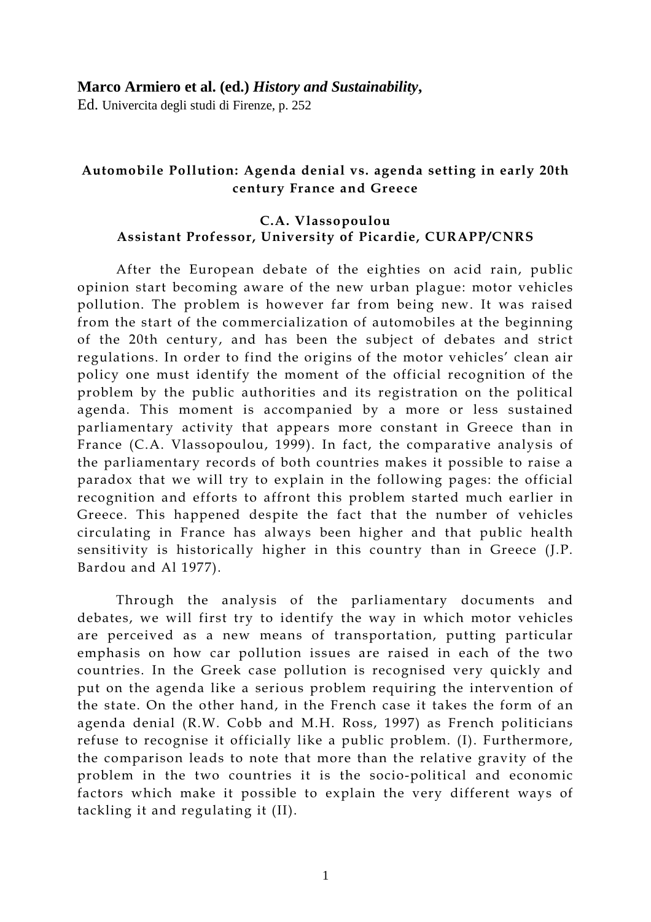**Marco Armiero et al. (ed.)** ***History and Sustainability***,
Ed. Univercita degli studi di Firenze, p. 252

# Automobile Pollution: Agenda denial vs. agenda setting in early 20th century France and Greece

**C.A. Vlassopoulou**
**Assistant Professor, University of Picardie, CURAPP/CNRS**

After the European debate of the eighties on acid rain, public opinion start becoming aware of the new urban plague: motor vehicles pollution. The problem is however far from being new. It was raised from the start of the commercialization of automobiles at the beginning of the 20th century, and has been the subject of debates and strict regulations. In order to find the origins of the motor vehicles' clean air policy one must identify the moment of the official recognition of the problem by the public authorities and its registration on the political agenda. This moment is accompanied by a more or less sustained parliamentary activity that appears more constant in Greece than in France (C.A. Vlassopoulou, 1999). In fact, the comparative analysis of the parliamentary records of both countries makes it possible to raise a paradox that we will try to explain in the following pages: the official recognition and efforts to affront this problem started much earlier in Greece. This happened despite the fact that the number of vehicles circulating in France has always been higher and that public health sensitivity is historically higher in this country than in Greece (J.P. Bardou and Al 1977).

Through the analysis of the parliamentary documents and debates, we will first try to identify the way in which motor vehicles are perceived as a new means of transportation, putting particular emphasis on how car pollution issues are raised in each of the two countries. In the Greek case pollution is recognised very quickly and put on the agenda like a serious problem requiring the intervention of the state. On the other hand, in the French case it takes the form of an agenda denial (R.W. Cobb and M.H. Ross, 1997) as French politicians refuse to recognise it officially like a public problem. (I). Furthermore, the comparison leads to note that more than the relative gravity of the problem in the two countries it is the socio-political and economic factors which make it possible to explain the very different ways of tackling it and regulating it (II).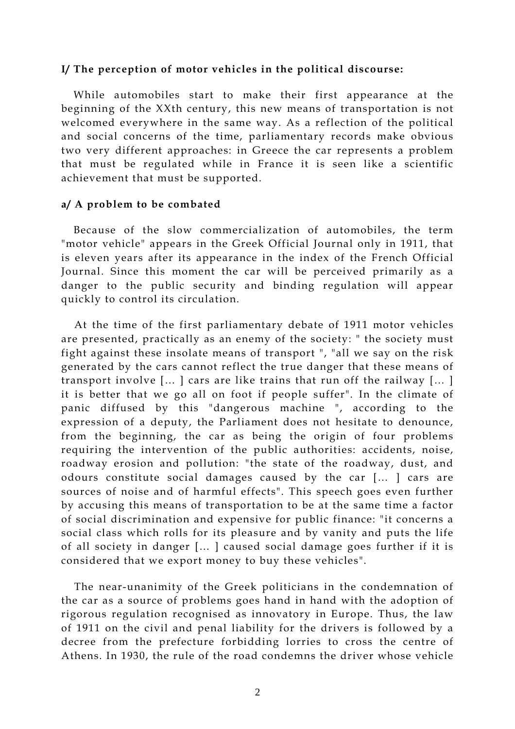**I/ The perception of motor vehicles in the political discourse:**

While automobiles start to make their first appearance at the beginning of the XXth century, this new means of transportation is not welcomed everywhere in the same way. As a reflection of the political and social concerns of the time, parliamentary records make obvious two very different approaches: in Greece the car represents a problem that must be regulated while in France it is seen like a scientific achievement that must be supported.

**a/ A problem to be combated**

Because of the slow commercialization of automobiles, the term "motor vehicle" appears in the Greek Official Journal only in 1911, that is eleven years after its appearance in the index of the French Official Journal. Since this moment the car will be perceived primarily as a danger to the public security and binding regulation will appear quickly to control its circulation.

At the time of the first parliamentary debate of 1911 motor vehicles are presented, practically as an enemy of the society: " the society must fight against these insolate means of transport ", "all we say on the risk generated by the cars cannot reflect the true danger that these means of transport involve [... ] cars are like trains that run off the railway [... ] it is better that we go all on foot if people suffer". In the climate of panic diffused by this "dangerous machine ", according to the expression of a deputy, the Parliament does not hesitate to denounce, from the beginning, the car as being the origin of four problems requiring the intervention of the public authorities: accidents, noise, roadway erosion and pollution: "the state of the roadway, dust, and odours constitute social damages caused by the car [... ] cars are sources of noise and of harmful effects". This speech goes even further by accusing this means of transportation to be at the same time a factor of social discrimination and expensive for public finance: "it concerns a social class which rolls for its pleasure and by vanity and puts the life of all society in danger [... ] caused social damage goes further if it is considered that we export money to buy these vehicles".

The near-unanimity of the Greek politicians in the condemnation of the car as a source of problems goes hand in hand with the adoption of rigorous regulation recognised as innovatory in Europe. Thus, the law of 1911 on the civil and penal liability for the drivers is followed by a decree from the prefecture forbidding lorries to cross the centre of Athens. In 1930, the rule of the road condemns the driver whose vehicle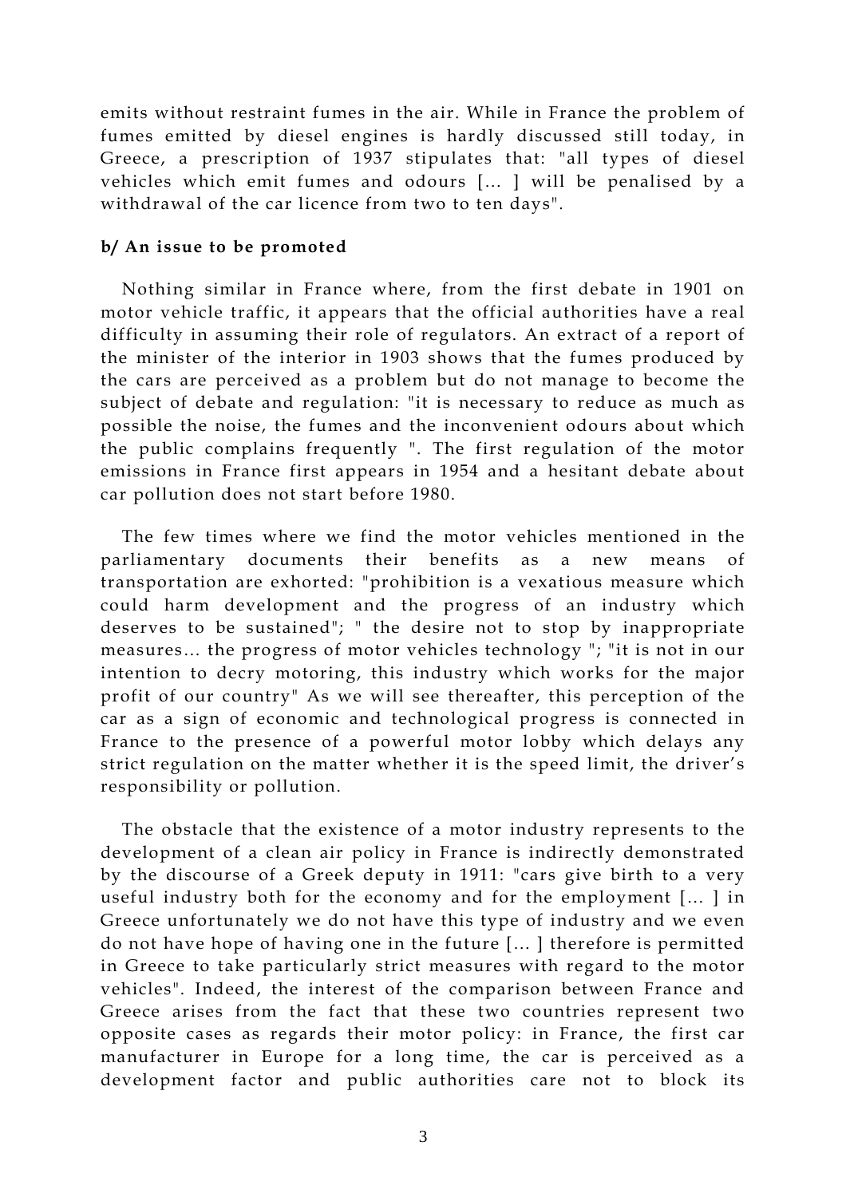emits without restraint fumes in the air. While in France the problem of fumes emitted by diesel engines is hardly discussed still today, in Greece, a prescription of 1937 stipulates that: "all types of diesel vehicles which emit fumes and odours [… ] will be penalised by a withdrawal of the car licence from two to ten days".

**b/ An issue to be promoted**

Nothing similar in France where, from the first debate in 1901 on motor vehicle traffic, it appears that the official authorities have a real difficulty in assuming their role of regulators. An extract of a report of the minister of the interior in 1903 shows that the fumes produced by the cars are perceived as a problem but do not manage to become the subject of debate and regulation: "it is necessary to reduce as much as possible the noise, the fumes and the inconvenient odours about which the public complains frequently ". The first regulation of the motor emissions in France first appears in 1954 and a hesitant debate about car pollution does not start before 1980.

The few times where we find the motor vehicles mentioned in the parliamentary documents their benefits as a new means of transportation are exhorted: "prohibition is a vexatious measure which could harm development and the progress of an industry which deserves to be sustained"; " the desire not to stop by inappropriate measures… the progress of motor vehicles technology "; "it is not in our intention to decry motoring, this industry which works for the major profit of our country" As we will see thereafter, this perception of the car as a sign of economic and technological progress is connected in France to the presence of a powerful motor lobby which delays any strict regulation on the matter whether it is the speed limit, the driver's responsibility or pollution.

The obstacle that the existence of a motor industry represents to the development of a clean air policy in France is indirectly demonstrated by the discourse of a Greek deputy in 1911: "cars give birth to a very useful industry both for the economy and for the employment [… ] in Greece unfortunately we do not have this type of industry and we even do not have hope of having one in the future [… ] therefore is permitted in Greece to take particularly strict measures with regard to the motor vehicles". Indeed, the interest of the comparison between France and Greece arises from the fact that these two countries represent two opposite cases as regards their motor policy: in France, the first car manufacturer in Europe for a long time, the car is perceived as a development factor and public authorities care not to block its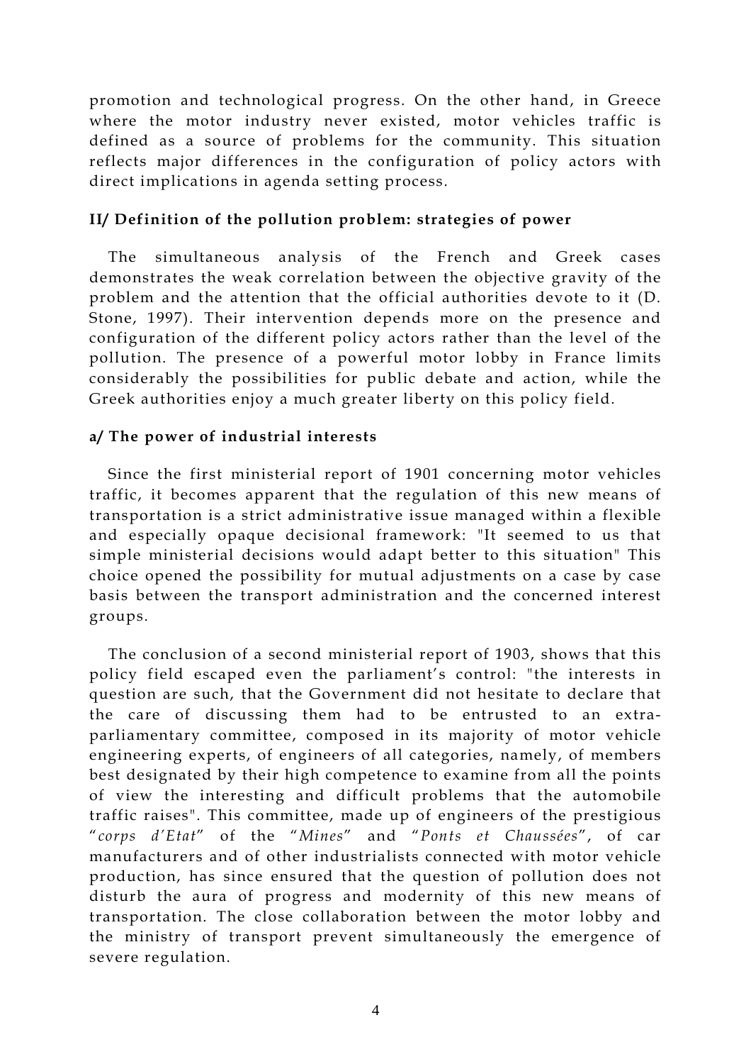promotion and technological progress. On the other hand, in Greece where the motor industry never existed, motor vehicles traffic is defined as a source of problems for the community. This situation reflects major differences in the configuration of policy actors with direct implications in agenda setting process.

## II/ Definition of the pollution problem: strategies of power

The simultaneous analysis of the French and Greek cases demonstrates the weak correlation between the objective gravity of the problem and the attention that the official authorities devote to it (D. Stone, 1997). Their intervention depends more on the presence and configuration of the different policy actors rather than the level of the pollution. The presence of a powerful motor lobby in France limits considerably the possibilities for public debate and action, while the Greek authorities enjoy a much greater liberty on this policy field.

### a/ The power of industrial interests

Since the first ministerial report of 1901 concerning motor vehicles traffic, it becomes apparent that the regulation of this new means of transportation is a strict administrative issue managed within a flexible and especially opaque decisional framework: "It seemed to us that simple ministerial decisions would adapt better to this situation" This choice opened the possibility for mutual adjustments on a case by case basis between the transport administration and the concerned interest groups.

The conclusion of a second ministerial report of 1903, shows that this policy field escaped even the parliament's control: "the interests in question are such, that the Government did not hesitate to declare that the care of discussing them had to be entrusted to an extra-parliamentary committee, composed in its majority of motor vehicle engineering experts, of engineers of all categories, namely, of members best designated by their high competence to examine from all the points of view the interesting and difficult problems that the automobile traffic raises". This committee, made up of engineers of the prestigious "*corps d'Etat*" of the "*Mines*" and "*Ponts et Chaussées*", of car manufacturers and of other industrialists connected with motor vehicle production, has since ensured that the question of pollution does not disturb the aura of progress and modernity of this new means of transportation. The close collaboration between the motor lobby and the ministry of transport prevent simultaneously the emergence of severe regulation.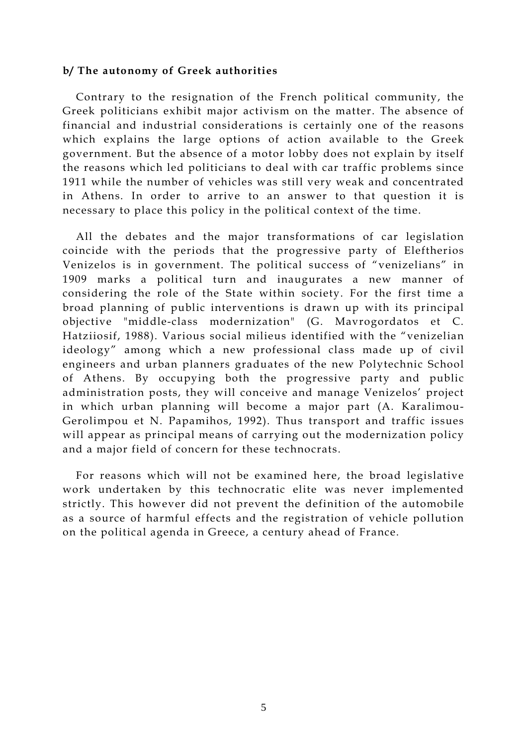**b/ The autonomy of Greek authorities**

Contrary to the resignation of the French political community, the Greek politicians exhibit major activism on the matter. The absence of financial and industrial considerations is certainly one of the reasons which explains the large options of action available to the Greek government. But the absence of a motor lobby does not explain by itself the reasons which led politicians to deal with car traffic problems since 1911 while the number of vehicles was still very weak and concentrated in Athens. In order to arrive to an answer to that question it is necessary to place this policy in the political context of the time.

All the debates and the major transformations of car legislation coincide with the periods that the progressive party of Eleftherios Venizelos is in government. The political success of "venizelians" in 1909 marks a political turn and inaugurates a new manner of considering the role of the State within society. For the first time a broad planning of public interventions is drawn up with its principal objective "middle-class modernization" (G. Mavrogordatos et C. Hatziiosif, 1988). Various social milieus identified with the "venizelian ideology" among which a new professional class made up of civil engineers and urban planners graduates of the new Polytechnic School of Athens. By occupying both the progressive party and public administration posts, they will conceive and manage Venizelos' project in which urban planning will become a major part (A. Karalimou-Gerolimpou et N. Papamihos, 1992). Thus transport and traffic issues will appear as principal means of carrying out the modernization policy and a major field of concern for these technocrats.

For reasons which will not be examined here, the broad legislative work undertaken by this technocratic elite was never implemented strictly. This however did not prevent the definition of the automobile as a source of harmful effects and the registration of vehicle pollution on the political agenda in Greece, a century ahead of France.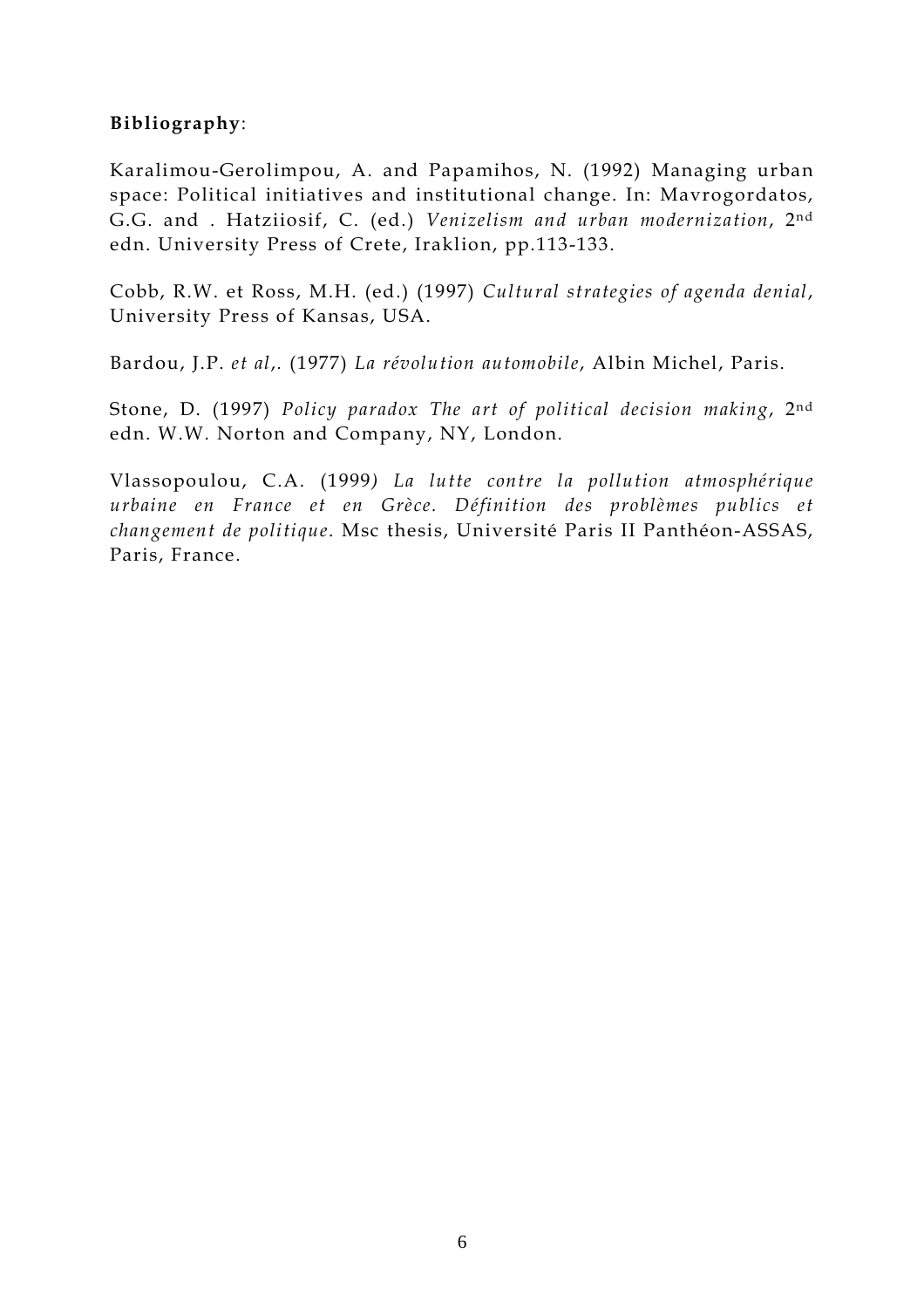**Bibliography**:

Karalimou-Gerolimpou, A. and Papamihos, N. (1992) Managing urban space: Political initiatives and institutional change. In: Mavrogordatos, G.G. and . Hatziiosif, C. (ed.) *Venizelism and urban modernization*, 2nd edn. University Press of Crete, Iraklion, pp.113-133.

Cobb, R.W. et Ross, M.H. (ed.) (1997) *Cultural strategies of agenda denial*, University Press of Kansas, USA.

Bardou, J.P. *et al*,. (1977) *La révolution automobile*, Albin Michel, Paris.

Stone, D. (1997) *Policy paradox The art of political decision making*, 2nd edn. W.W. Norton and Company, NY, London.

Vlassopoulou, C.A. (1999*) La lutte contre la pollution atmosphérique urbaine en France et en Grèce. Définition des problèmes publics et changement de politique*. Msc thesis, Université Paris II Panthéon-ASSAS, Paris, France.